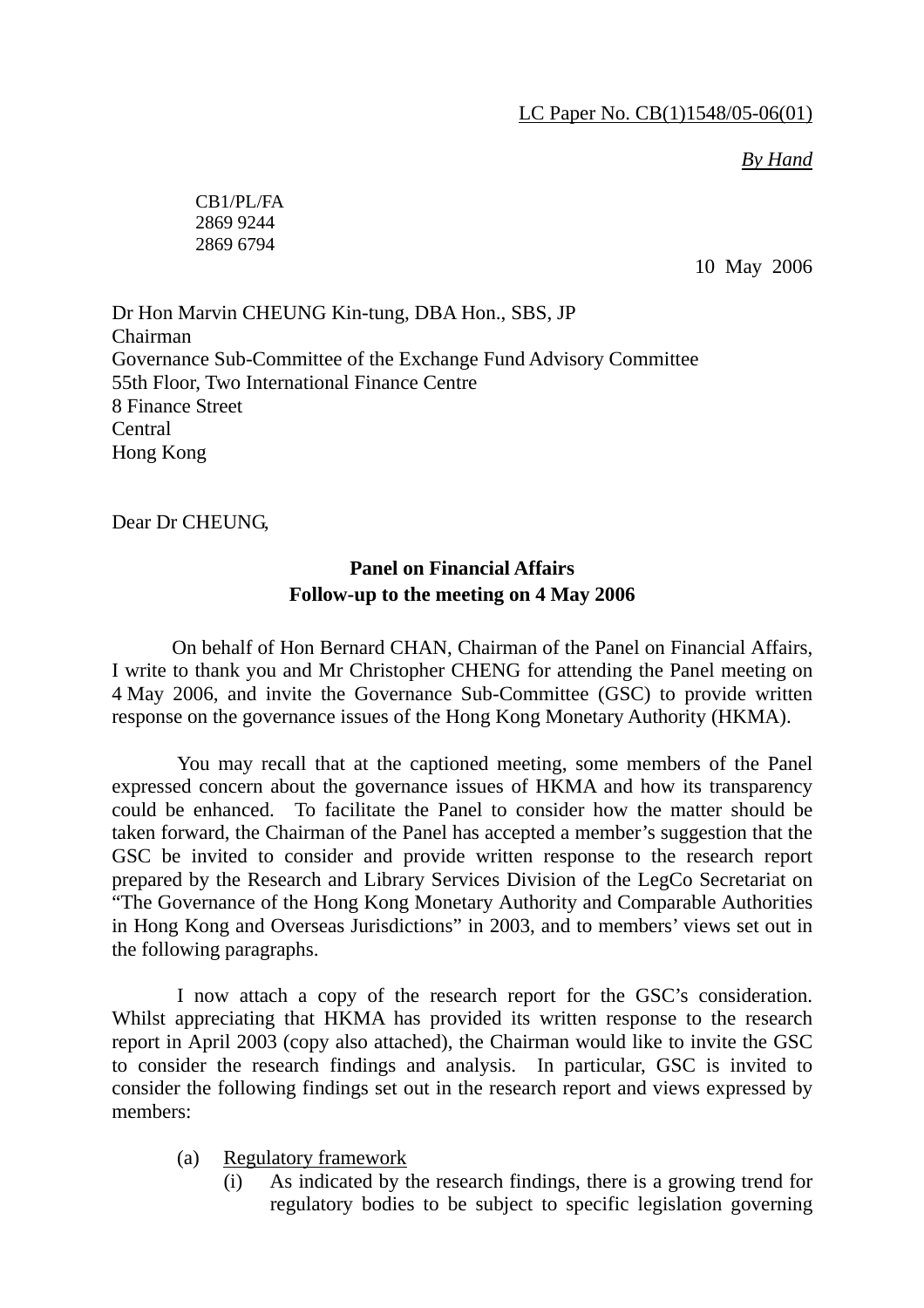LC Paper No. CB(1)1548/05-06(01)

*By Hand*

CB1/PL/FA
2869 9244
2869 6794

10 May 2006

Dr Hon Marvin CHEUNG Kin-tung, DBA Hon., SBS, JP
Chairman
Governance Sub-Committee of the Exchange Fund Advisory Committee
55th Floor, Two International Finance Centre
8 Finance Street
Central
Hong Kong

Dear Dr CHEUNG,

**Panel on Financial Affairs**
**Follow-up to the meeting on 4 May 2006**

On behalf of Hon Bernard CHAN, Chairman of the Panel on Financial Affairs, I write to thank you and Mr Christopher CHENG for attending the Panel meeting on 4 May 2006, and invite the Governance Sub-Committee (GSC) to provide written response on the governance issues of the Hong Kong Monetary Authority (HKMA).

You may recall that at the captioned meeting, some members of the Panel expressed concern about the governance issues of HKMA and how its transparency could be enhanced. To facilitate the Panel to consider how the matter should be taken forward, the Chairman of the Panel has accepted a member's suggestion that the GSC be invited to consider and provide written response to the research report prepared by the Research and Library Services Division of the LegCo Secretariat on "The Governance of the Hong Kong Monetary Authority and Comparable Authorities in Hong Kong and Overseas Jurisdictions" in 2003, and to members' views set out in the following paragraphs.

I now attach a copy of the research report for the GSC's consideration. Whilst appreciating that HKMA has provided its written response to the research report in April 2003 (copy also attached), the Chairman would like to invite the GSC to consider the research findings and analysis. In particular, GSC is invited to consider the following findings set out in the research report and views expressed by members:

(a) Regulatory framework
   (i) As indicated by the research findings, there is a growing trend for regulatory bodies to be subject to specific legislation governing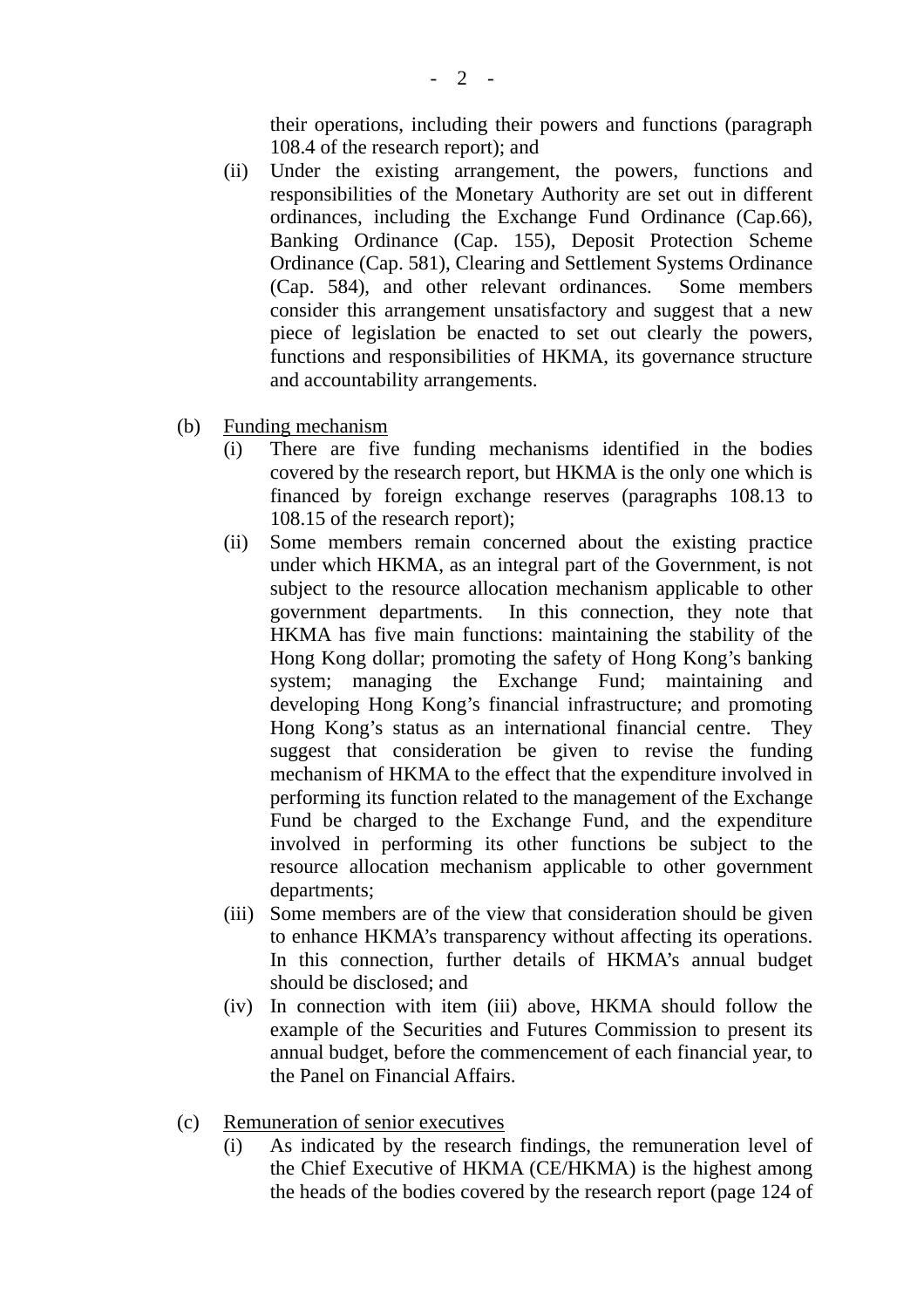their operations, including their powers and functions (paragraph 108.4 of the research report); and

(ii) Under the existing arrangement, the powers, functions and responsibilities of the Monetary Authority are set out in different ordinances, including the Exchange Fund Ordinance (Cap.66), Banking Ordinance (Cap. 155), Deposit Protection Scheme Ordinance (Cap. 581), Clearing and Settlement Systems Ordinance (Cap. 584), and other relevant ordinances. Some members consider this arrangement unsatisfactory and suggest that a new piece of legislation be enacted to set out clearly the powers, functions and responsibilities of HKMA, its governance structure and accountability arrangements.

(b) Funding mechanism

(i) There are five funding mechanisms identified in the bodies covered by the research report, but HKMA is the only one which is financed by foreign exchange reserves (paragraphs 108.13 to 108.15 of the research report);

(ii) Some members remain concerned about the existing practice under which HKMA, as an integral part of the Government, is not subject to the resource allocation mechanism applicable to other government departments. In this connection, they note that HKMA has five main functions: maintaining the stability of the Hong Kong dollar; promoting the safety of Hong Kong's banking system; managing the Exchange Fund; maintaining and developing Hong Kong's financial infrastructure; and promoting Hong Kong's status as an international financial centre. They suggest that consideration be given to revise the funding mechanism of HKMA to the effect that the expenditure involved in performing its function related to the management of the Exchange Fund be charged to the Exchange Fund, and the expenditure involved in performing its other functions be subject to the resource allocation mechanism applicable to other government departments;

(iii) Some members are of the view that consideration should be given to enhance HKMA's transparency without affecting its operations. In this connection, further details of HKMA's annual budget should be disclosed; and

(iv) In connection with item (iii) above, HKMA should follow the example of the Securities and Futures Commission to present its annual budget, before the commencement of each financial year, to the Panel on Financial Affairs.

(c) Remuneration of senior executives

(i) As indicated by the research findings, the remuneration level of the Chief Executive of HKMA (CE/HKMA) is the highest among the heads of the bodies covered by the research report (page 124 of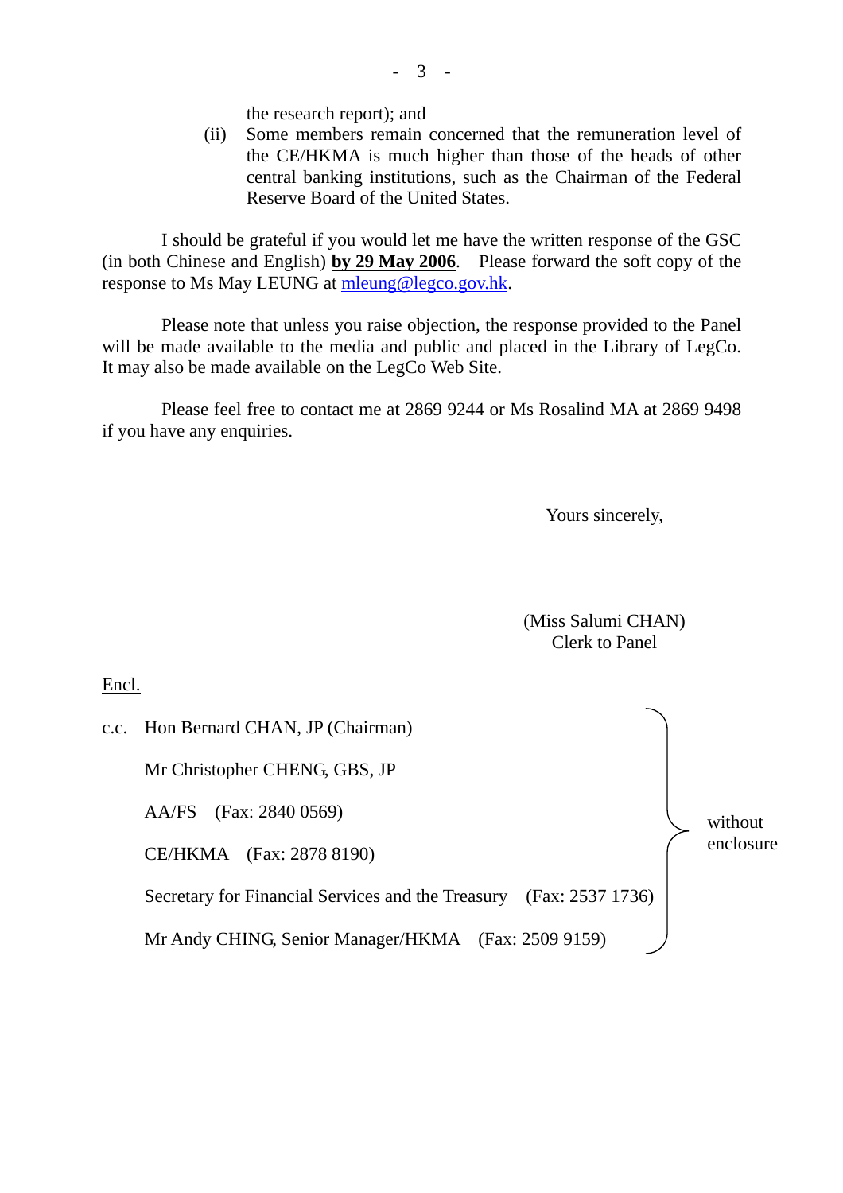the research report); and

(ii) Some members remain concerned that the remuneration level of the CE/HKMA is much higher than those of the heads of other central banking institutions, such as the Chairman of the Federal Reserve Board of the United States.

I should be grateful if you would let me have the written response of the GSC (in both Chinese and English) **by 29 May 2006**. Please forward the soft copy of the response to Ms May LEUNG at mleung@legco.gov.hk.

Please note that unless you raise objection, the response provided to the Panel will be made available to the media and public and placed in the Library of LegCo. It may also be made available on the LegCo Web Site.

Please feel free to contact me at 2869 9244 or Ms Rosalind MA at 2869 9498 if you have any enquiries.

Yours sincerely,

(Miss Salumi CHAN)
Clerk to Panel

Encl.

c.c. Hon Bernard CHAN, JP (Chairman)
Mr Christopher CHENG, GBS, JP
AA/FS (Fax: 2840 0569)
CE/HKMA (Fax: 2878 8190)
Secretary for Financial Services and the Treasury (Fax: 2537 1736)
Mr Andy CHING, Senior Manager/HKMA (Fax: 2509 9159)

} without enclosure